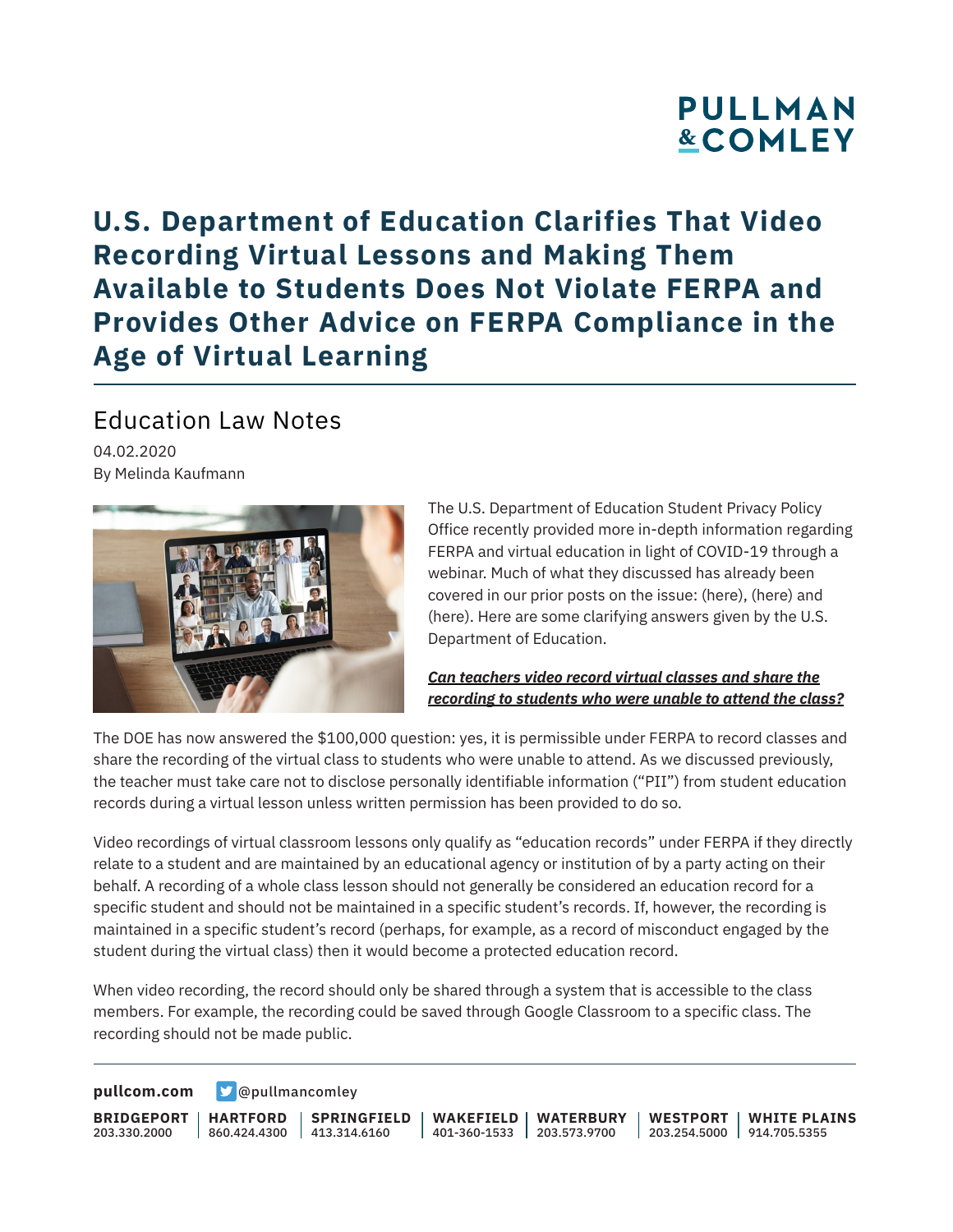# U.S. Department of Education Clarifies That Video Recording Virtual Lessons and Making Them Available to Students Does Not Violate FERPA and Provides Other Advice on FERPA Compliance in the Age of Virtual Learning

## Education Law Notes

04.02.2020

By Melinda Kaufmann

The U.S. Department of Education Student Privacy Policy Office recently provided more in-depth information regarding FERPA and virtual education in light of COVID-19 through a webinar. Much of what they discussed has already been covered in our prior posts on the issue: (here), (here) and (here). Here are some clarifying answers given by the U.S. Department of Education.

***Can teachers video record virtual classes and share the recording to students who were unable to attend the class?***

The DOE has now answered the $100,000 question: yes, it is permissible under FERPA to record classes and share the recording of the virtual class to students who were unable to attend. As we discussed previously, the teacher must take care not to disclose personally identifiable information ("PII") from student education records during a virtual lesson unless written permission has been provided to do so.

Video recordings of virtual classroom lessons only qualify as "education records" under FERPA if they directly relate to a student and are maintained by an educational agency or institution of by a party acting on their behalf. A recording of a whole class lesson should not generally be considered an education record for a specific student and should not be maintained in a specific student's records. If, however, the recording is maintained in a specific student's record (perhaps, for example, as a record of misconduct engaged by the student during the virtual class) then it would become a protected education record.

When video recording, the record should only be shared through a system that is accessible to the class members. For example, the recording could be saved through Google Classroom to a specific class. The recording should not be made public.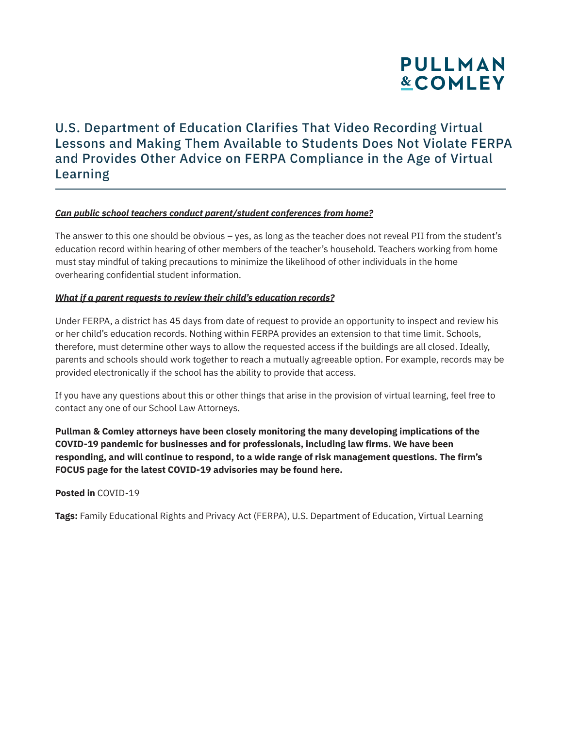# U.S. Department of Education Clarifies That Video Recording Virtual Lessons and Making Them Available to Students Does Not Violate FERPA and Provides Other Advice on FERPA Compliance in the Age of Virtual Learning

***Can public school teachers conduct parent/student conferences from home?***

The answer to this one should be obvious – yes, as long as the teacher does not reveal PII from the student's education record within hearing of other members of the teacher's household. Teachers working from home must stay mindful of taking precautions to minimize the likelihood of other individuals in the home overhearing confidential student information.

***What if a parent requests to review their child's education records?***

Under FERPA, a district has 45 days from date of request to provide an opportunity to inspect and review his or her child's education records. Nothing within FERPA provides an extension to that time limit. Schools, therefore, must determine other ways to allow the requested access if the buildings are all closed. Ideally, parents and schools should work together to reach a mutually agreeable option. For example, records may be provided electronically if the school has the ability to provide that access.

If you have any questions about this or other things that arise in the provision of virtual learning, feel free to contact any one of our School Law Attorneys.

**Pullman & Comley attorneys have been closely monitoring the many developing implications of the COVID-19 pandemic for businesses and for professionals, including law firms. We have been responding, and will continue to respond, to a wide range of risk management questions. The firm's FOCUS page for the latest COVID-19 advisories may be found here.**

**Posted in** COVID-19

**Tags:** Family Educational Rights and Privacy Act (FERPA), U.S. Department of Education, Virtual Learning